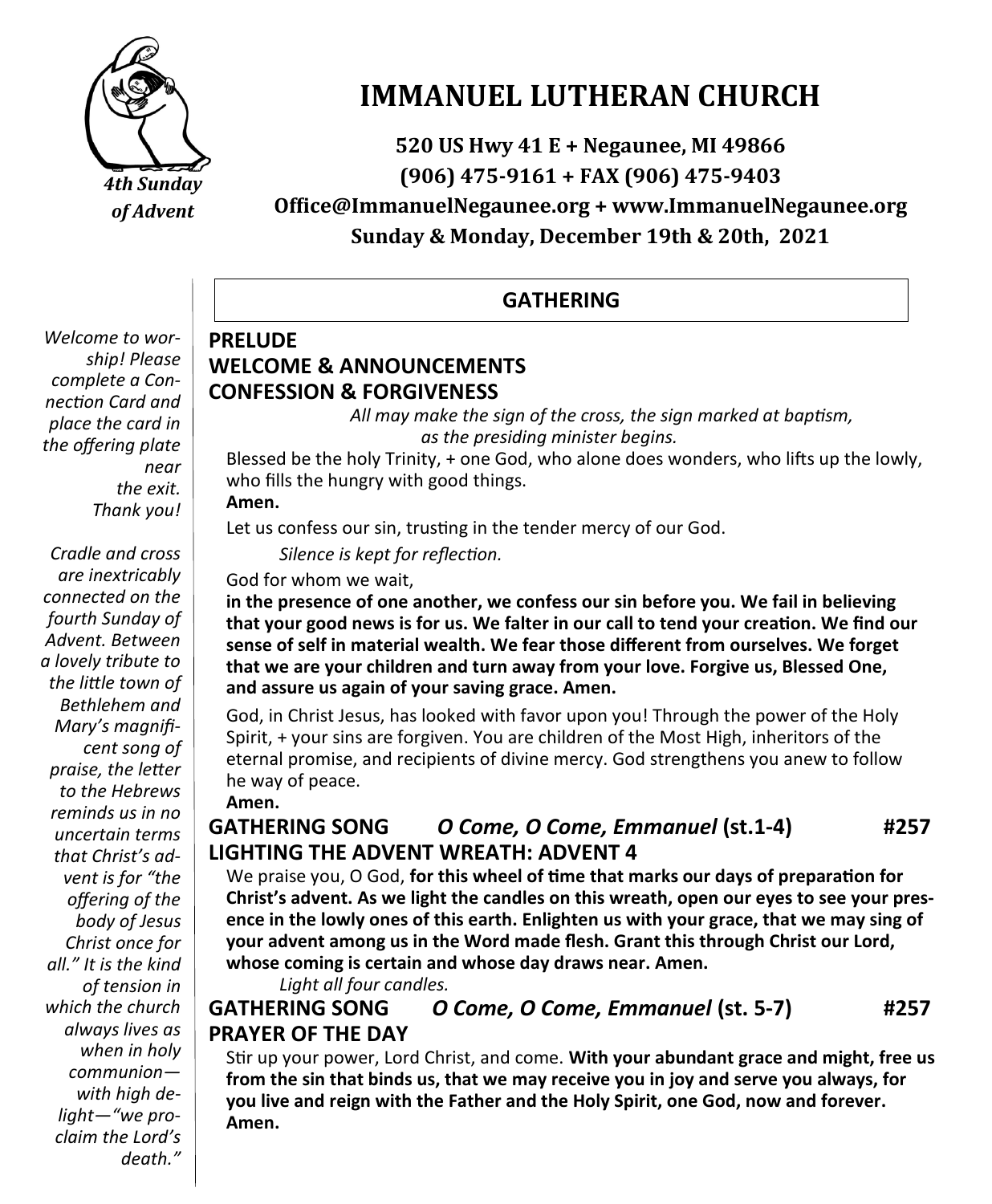*4th Sunday of Advent*

# IMMANUEL LUTHERAN CHURCH

**520 US Hwy 41 E + Negaunee, MI 49866**
**(906) 475-9161 + FAX (906) 475-9403**
**Office@ImmanuelNegaunee.org + www.ImmanuelNegaunee.org**
**Sunday & Monday, December 19th & 20th, 2021**

*Welcome to worship! Please complete a Connection Card and place the card in the offering plate near the exit. Thank you!*

*Cradle and cross are inextricably connected on the fourth Sunday of Advent. Between a lovely tribute to the little town of Bethlehem and Mary's magnificent song of praise, the letter to the Hebrews reminds us in no uncertain terms that Christ's advent is for "the offering of the body of Jesus Christ once for all." It is the kind of tension in which the church always lives as when in holy communion—with high delight—"we proclaim the Lord's death."*

## GATHERING

**PRELUDE**

**WELCOME & ANNOUNCEMENTS**

**CONFESSION & FORGIVENESS**

*All may make the sign of the cross, the sign marked at baptism, as the presiding minister begins.*

Blessed be the holy Trinity, + one God, who alone does wonders, who lifts up the lowly, who fills the hungry with good things.

**Amen.**

Let us confess our sin, trusting in the tender mercy of our God.

*Silence is kept for reflection.*

God for whom we wait,

**in the presence of one another, we confess our sin before you. We fail in believing that your good news is for us. We falter in our call to tend your creation. We find our sense of self in material wealth. We fear those different from ourselves. We forget that we are your children and turn away from your love. Forgive us, Blessed One, and assure us again of your saving grace. Amen.**

God, in Christ Jesus, has looked with favor upon you! Through the power of the Holy Spirit, + your sins are forgiven. You are children of the Most High, inheritors of the eternal promise, and recipients of divine mercy. God strengthens you anew to follow he way of peace.

**Amen.**

**GATHERING SONG** ***O Come, O Come, Emmanuel* (st.1-4) #257**

**LIGHTING THE ADVENT WREATH: ADVENT 4**

We praise you, O God, **for this wheel of time that marks our days of preparation for Christ's advent. As we light the candles on this wreath, open our eyes to see your presence in the lowly ones of this earth. Enlighten us with your grace, that we may sing of your advent among us in the Word made flesh. Grant this through Christ our Lord, whose coming is certain and whose day draws near. Amen.**

*Light all four candles.*

**GATHERING SONG** ***O Come, O Come, Emmanuel* (st. 5-7) #257**

**PRAYER OF THE DAY**

Stir up your power, Lord Christ, and come. **With your abundant grace and might, free us from the sin that binds us, that we may receive you in joy and serve you always, for you live and reign with the Father and the Holy Spirit, one God, now and forever. Amen.**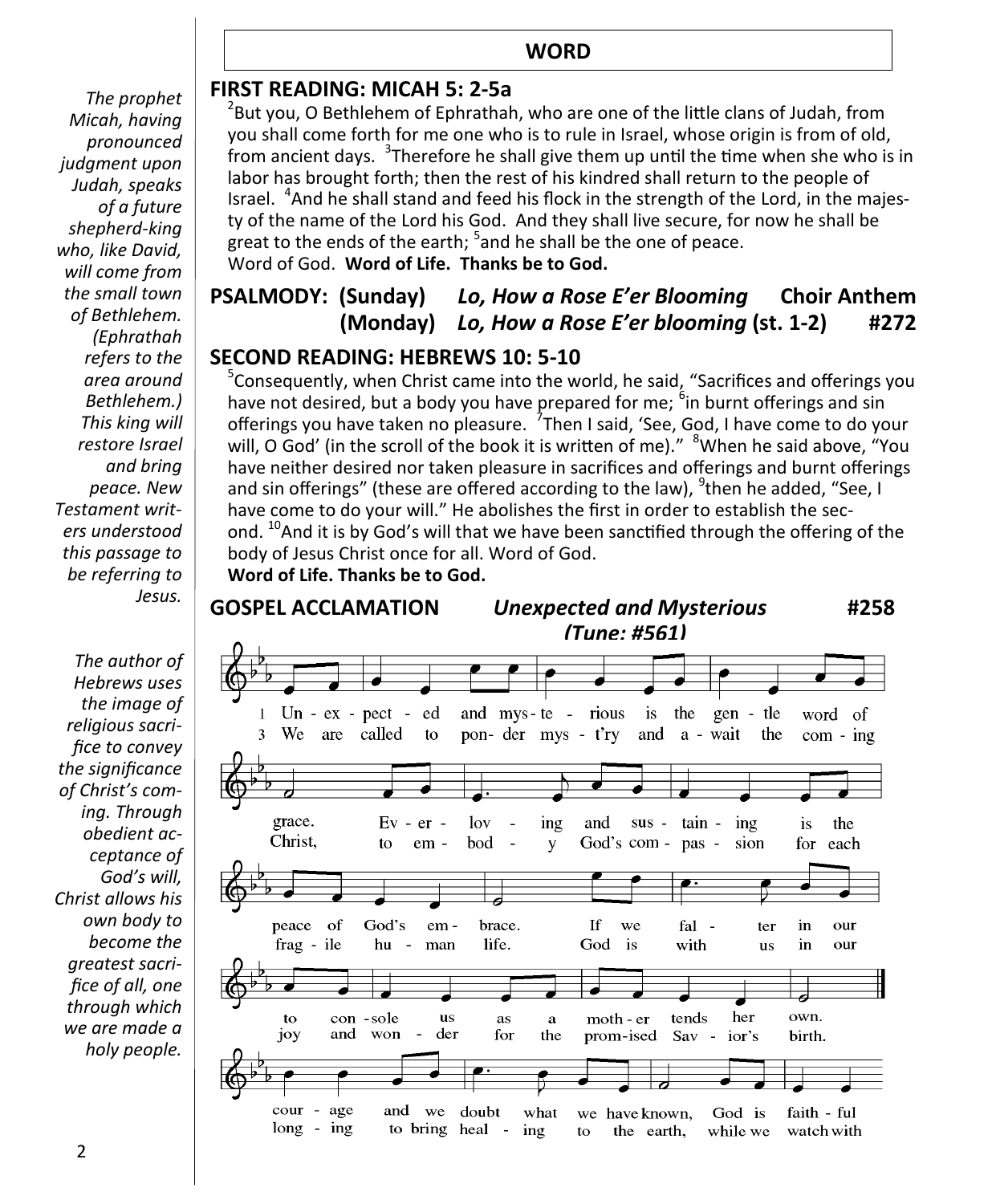## WORD

### FIRST READING: MICAH 5: 2-5a

*The prophet Micah, having pronounced judgment upon Judah, speaks of a future shepherd-king who, like David, will come from the small town of Bethlehem. (Ephrathah refers to the area around Bethlehem.) This king will restore Israel and bring peace. New Testament writers understood this passage to be referring to Jesus.*

[2]But you, O Bethlehem of Ephrathah, who are one of the little clans of Judah, from you shall come forth for me one who is to rule in Israel, whose origin is from of old, from ancient days. [3]Therefore he shall give them up until the time when she who is in labor has brought forth; then the rest of his kindred shall return to the people of Israel. [4]And he shall stand and feed his flock in the strength of the Lord, in the majesty of the name of the Lord his God. And they shall live secure, for now he shall be great to the ends of the earth; [5]and he shall be the one of peace.
Word of God. **Word of Life. Thanks be to God.**

### PSALMODY: (Sunday) *Lo, How a Rose E'er Blooming* Choir Anthem
### (Monday) *Lo, How a Rose E'er blooming* (st. 1-2) #272

### SECOND READING: HEBREWS 10: 5-10

*The author of Hebrews uses the image of religious sacrifice to convey the significance of Christ's coming. Through obedient acceptance of God's will, Christ allows his own body to become the greatest sacrifice of all, one through which we are made a holy people.*

[5]Consequently, when Christ came into the world, he said, "Sacrifices and offerings you have not desired, but a body you have prepared for me; [6]in burnt offerings and sin offerings you have taken no pleasure. [7]Then I said, 'See, God, I have come to do your will, O God' (in the scroll of the book it is written of me)." [8]When he said above, "You have neither desired nor taken pleasure in sacrifices and offerings and burnt offerings and sin offerings" (these are offered according to the law), [9]then he added, "See, I have come to do your will." He abolishes the first in order to establish the second. [10]And it is by God's will that we have been sanctified through the offering of the body of Jesus Christ once for all. Word of God.
**Word of Life. Thanks be to God.**

### GOSPEL ACCLAMATION *Unexpected and Mysterious* #258
*(Tune: #561)*

1 Unexpected and mysterious is the gentle word of grace. Ever-loving and sustaining is the peace of God's embrace. If we falter in our courage and we doubt what we have known, God is faithful to console us as a mother tends her own.

3 We are called to ponder myst'ry and await the coming Christ, to embody God's compassion for each fragile human life. God is with us in our longing to bring healing to the earth, while we watch with joy and wonder for the promised Savior's birth.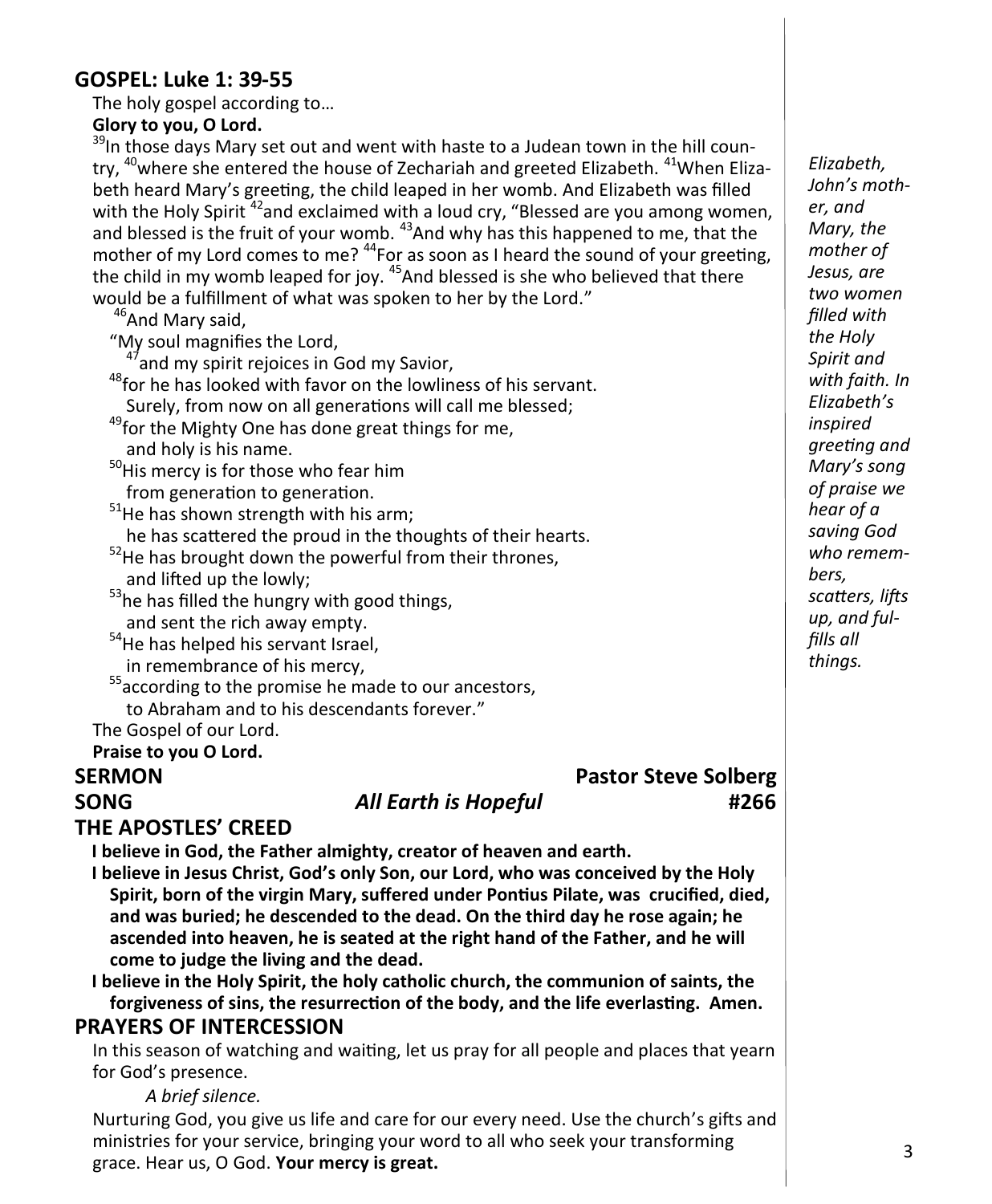## GOSPEL: Luke 1: 39-55

The holy gospel according to…

**Glory to you, O Lord.**

[39]In those days Mary set out and went with haste to a Judean town in the hill country, [40]where she entered the house of Zechariah and greeted Elizabeth. [41]When Elizabeth heard Mary's greeting, the child leaped in her womb. And Elizabeth was filled with the Holy Spirit [42]and exclaimed with a loud cry, "Blessed are you among women, and blessed is the fruit of your womb. [43]And why has this happened to me, that the mother of my Lord comes to me? [44]For as soon as I heard the sound of your greeting, the child in my womb leaped for joy. [45]And blessed is she who believed that there would be a fulfillment of what was spoken to her by the Lord."

[46]And Mary said,
"My soul magnifies the Lord,
[47]and my spirit rejoices in God my Savior,
[48]for he has looked with favor on the lowliness of his servant.
Surely, from now on all generations will call me blessed;
[49]for the Mighty One has done great things for me,
and holy is his name.
[50]His mercy is for those who fear him
from generation to generation.
[51]He has shown strength with his arm;
he has scattered the proud in the thoughts of their hearts.
[52]He has brought down the powerful from their thrones,
and lifted up the lowly;
[53]he has filled the hungry with good things,
and sent the rich away empty.
[54]He has helped his servant Israel,
in remembrance of his mercy,
[55]according to the promise he made to our ancestors,
to Abraham and to his descendants forever."

The Gospel of our Lord.

**Praise to you O Lord.**

*Elizabeth, John's mother, and Mary, the mother of Jesus, are two women filled with the Holy Spirit and with faith. In Elizabeth's inspired greeting and Mary's song of praise we hear of a saving God who remembers, scatters, lifts up, and fulfills all things.*

## SERMON — Pastor Steve Solberg

## SONG — *All Earth is Hopeful* — #266

## THE APOSTLES' CREED

**I believe in God, the Father almighty, creator of heaven and earth.**

**I believe in Jesus Christ, God's only Son, our Lord, who was conceived by the Holy Spirit, born of the virgin Mary, suffered under Pontius Pilate, was crucified, died, and was buried; he descended to the dead. On the third day he rose again; he ascended into heaven, he is seated at the right hand of the Father, and he will come to judge the living and the dead.**

**I believe in the Holy Spirit, the holy catholic church, the communion of saints, the forgiveness of sins, the resurrection of the body, and the life everlasting. Amen.**

## PRAYERS OF INTERCESSION

In this season of watching and waiting, let us pray for all people and places that yearn for God's presence.

*A brief silence.*

Nurturing God, you give us life and care for our every need. Use the church's gifts and ministries for your service, bringing your word to all who seek your transforming grace. Hear us, O God. **Your mercy is great.**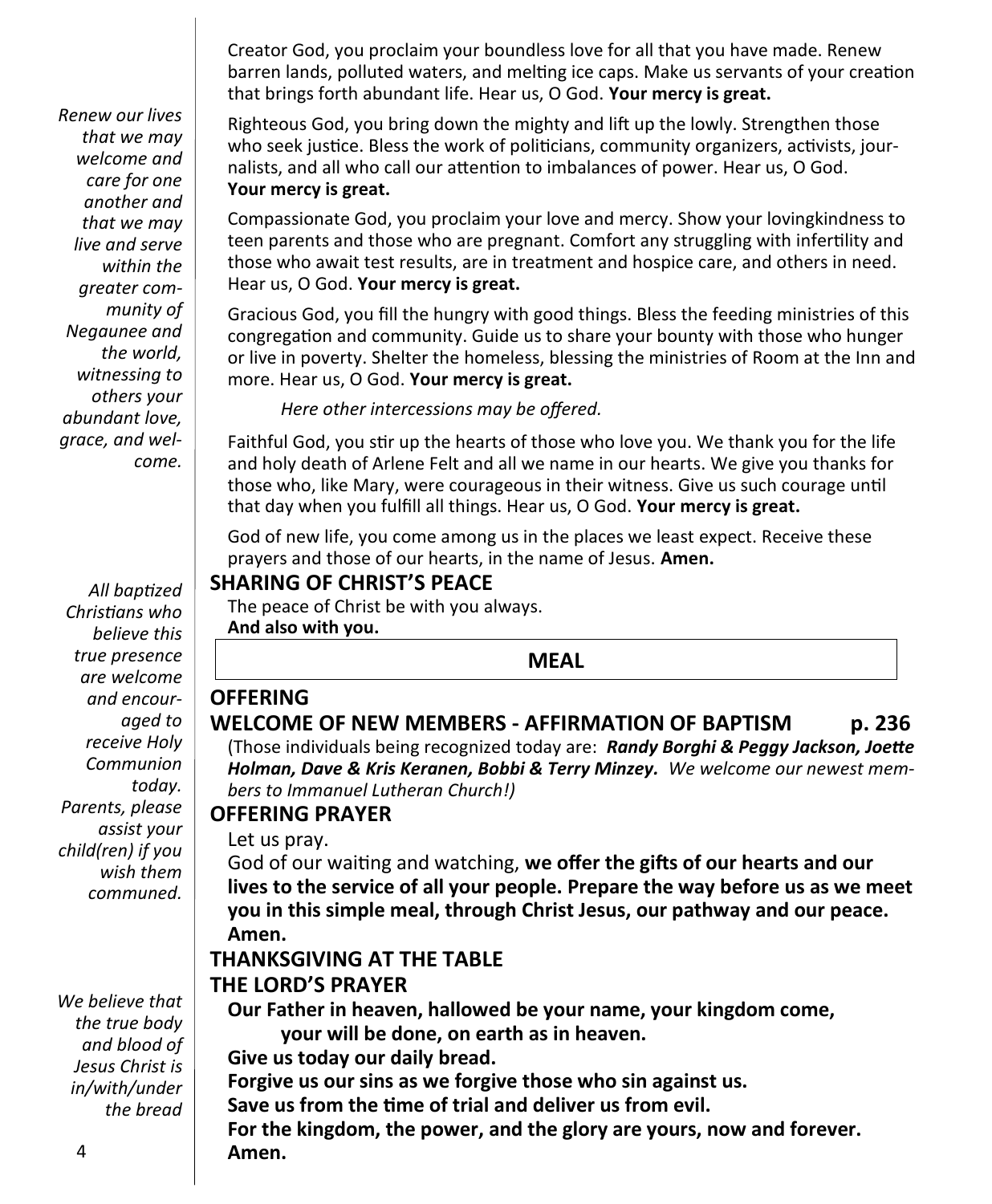*Renew our lives that we may welcome and care for one another and that we may live and serve within the greater community of Negaunee and the world, witnessing to others your abundant love, grace, and welcome.*

Creator God, you proclaim your boundless love for all that you have made. Renew barren lands, polluted waters, and melting ice caps. Make us servants of your creation that brings forth abundant life. Hear us, O God. **Your mercy is great.**

Righteous God, you bring down the mighty and lift up the lowly. Strengthen those who seek justice. Bless the work of politicians, community organizers, activists, journalists, and all who call our attention to imbalances of power. Hear us, O God. **Your mercy is great.**

Compassionate God, you proclaim your love and mercy. Show your lovingkindness to teen parents and those who are pregnant. Comfort any struggling with infertility and those who await test results, are in treatment and hospice care, and others in need. Hear us, O God. **Your mercy is great.**

Gracious God, you fill the hungry with good things. Bless the feeding ministries of this congregation and community. Guide us to share your bounty with those who hunger or live in poverty. Shelter the homeless, blessing the ministries of Room at the Inn and more. Hear us, O God. **Your mercy is great.**

*Here other intercessions may be offered.*

Faithful God, you stir up the hearts of those who love you. We thank you for the life and holy death of Arlene Felt and all we name in our hearts. We give you thanks for those who, like Mary, were courageous in their witness. Give us such courage until that day when you fulfill all things. Hear us, O God. **Your mercy is great.**

God of new life, you come among us in the places we least expect. Receive these prayers and those of our hearts, in the name of Jesus. **Amen.**

## SHARING OF CHRIST'S PEACE

*All baptized Christians who believe this true presence are welcome and encouraged to receive Holy Communion today. Parents, please assist your child(ren) if you wish them communed.*

The peace of Christ be with you always.
**And also with you.**

## MEAL

## OFFERING

## WELCOME OF NEW MEMBERS - AFFIRMATION OF BAPTISM p. 236

(Those individuals being recognized today are: ***Randy Borghi & Peggy Jackson, Joette Holman, Dave & Kris Keranen, Bobbi & Terry Minzey.*** *We welcome our newest members to Immanuel Lutheran Church!)*

## OFFERING PRAYER

Let us pray.
God of our waiting and watching, **we offer the gifts of our hearts and our lives to the service of all your people. Prepare the way before us as we meet you in this simple meal, through Christ Jesus, our pathway and our peace. Amen.**

## THANKSGIVING AT THE TABLE

## THE LORD'S PRAYER

*We believe that the true body and blood of Jesus Christ is in/with/under the bread*

**Our Father in heaven, hallowed be your name, your kingdom come,**
**your will be done, on earth as in heaven.**
**Give us today our daily bread.**
**Forgive us our sins as we forgive those who sin against us.**
**Save us from the time of trial and deliver us from evil.**
**For the kingdom, the power, and the glory are yours, now and forever.**
**Amen.**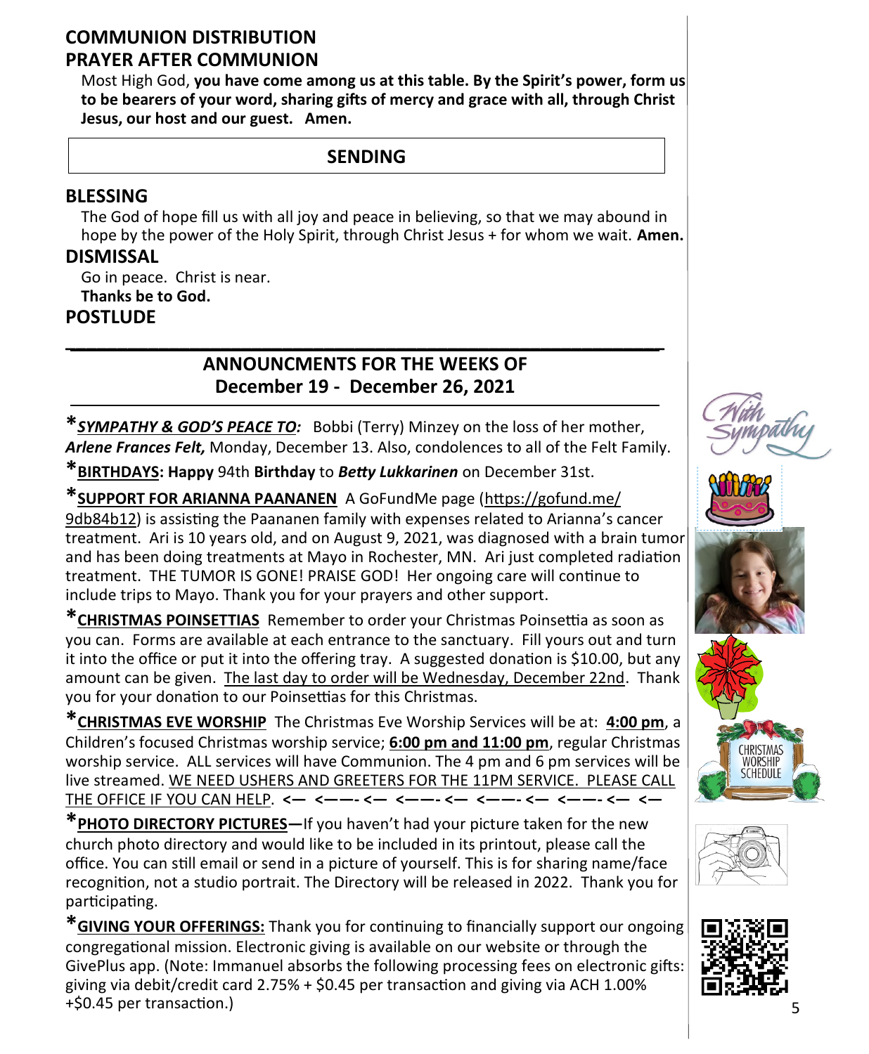## COMMUNION DISTRIBUTION

## PRAYER AFTER COMMUNION

Most High God, **you have come among us at this table. By the Spirit's power, form us to be bearers of your word, sharing gifts of mercy and grace with all, through Christ Jesus, our host and our guest. Amen.**

## SENDING

## BLESSING

The God of hope fill us with all joy and peace in believing, so that we may abound in hope by the power of the Holy Spirit, through Christ Jesus + for whom we wait. **Amen.**

## DISMISSAL

Go in peace. Christ is near.
**Thanks be to God.**

## POSTLUDE

---

## ANNOUNCMENTS FOR THE WEEKS OF December 19 - December 26, 2021

***SYMPATHY & GOD'S PEACE TO:*** Bobbi (Terry) Minzey on the loss of her mother, ***Arlene Frances Felt,*** Monday, December 13. Also, condolences to all of the Felt Family.

***BIRTHDAYS: Happy** 94th **Birthday** to ***Betty Lukkarinen*** on December 31st.

***SUPPORT FOR ARIANNA PAANANEN** A GoFundMe page (https://gofund.me/9db84b12) is assisting the Paananen family with expenses related to Arianna's cancer treatment. Ari is 10 years old, and on August 9, 2021, was diagnosed with a brain tumor and has been doing treatments at Mayo in Rochester, MN. Ari just completed radiation treatment. THE TUMOR IS GONE! PRAISE GOD! Her ongoing care will continue to include trips to Mayo. Thank you for your prayers and other support.

***CHRISTMAS POINSETTIAS** Remember to order your Christmas Poinsettia as soon as you can. Forms are available at each entrance to the sanctuary. Fill yours out and turn it into the office or put it into the offering tray. A suggested donation is $10.00, but any amount can be given. The last day to order will be Wednesday, December 22nd. Thank you for your donation to our Poinsettias for this Christmas.

***CHRISTMAS EVE WORSHIP** The Christmas Eve Worship Services will be at: **4:00 pm**, a Children's focused Christmas worship service; **6:00 pm and 11:00 pm**, regular Christmas worship service. ALL services will have Communion. The 4 pm and 6 pm services will be live streamed. WE NEED USHERS AND GREETERS FOR THE 11PM SERVICE. PLEASE CALL THE OFFICE IF YOU CAN HELP. **<— <——- <— <——- <— <——- <— <——- <— <—**

***PHOTO DIRECTORY PICTURES**—If you haven't had your picture taken for the new church photo directory and would like to be included in its printout, please call the office. You can still email or send in a picture of yourself. This is for sharing name/face recognition, not a studio portrait. The Directory will be released in 2022. Thank you for participating.

***GIVING YOUR OFFERINGS:** Thank you for continuing to financially support our ongoing congregational mission. Electronic giving is available on our website or through the GivePlus app. (Note: Immanuel absorbs the following processing fees on electronic gifts: giving via debit/credit card 2.75% + $0.45 per transaction and giving via ACH 1.00% +$0.45 per transaction.)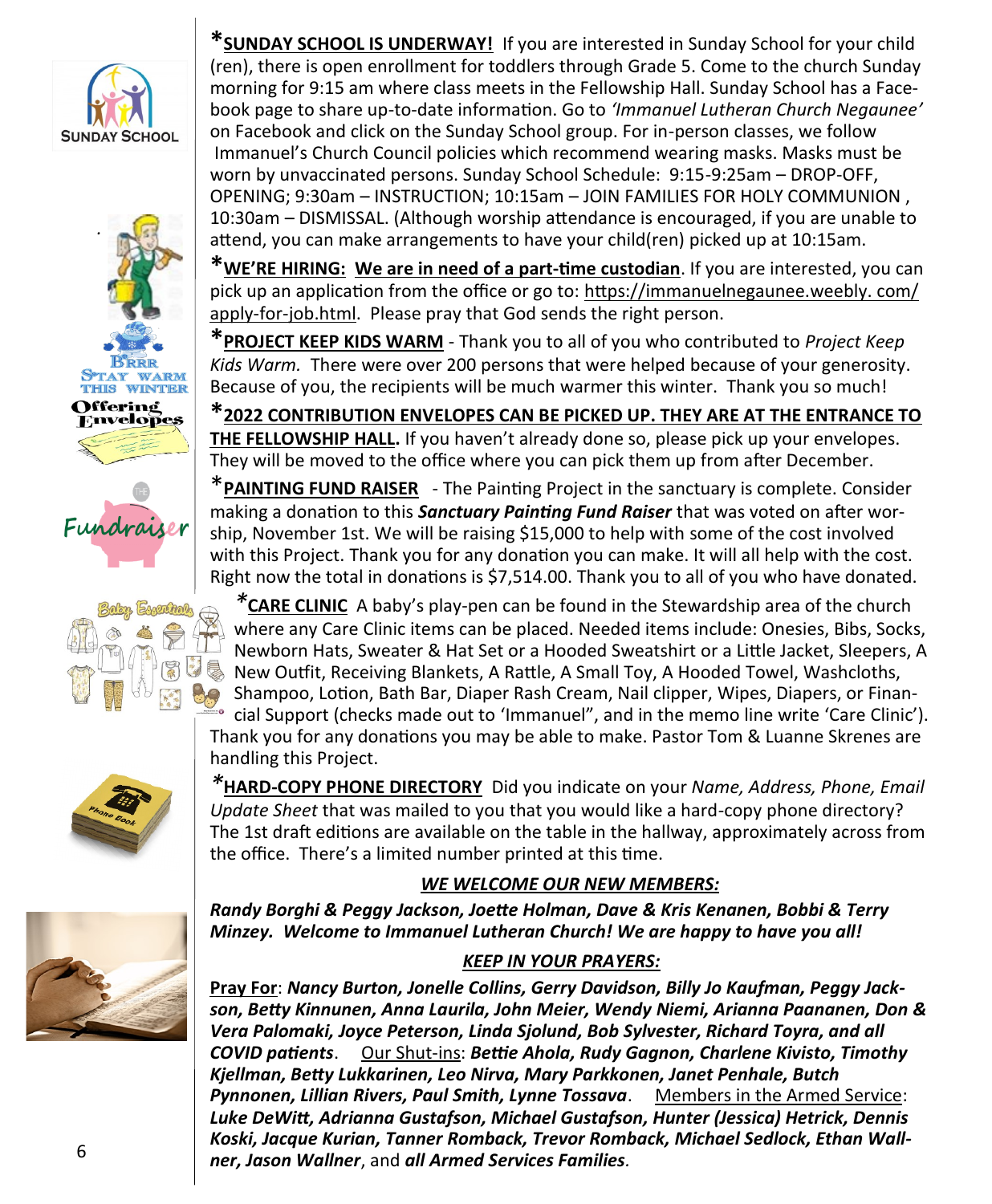***SUNDAY SCHOOL IS UNDERWAY!*** If you are interested in Sunday School for your child (ren), there is open enrollment for toddlers through Grade 5. Come to the church Sunday morning for 9:15 am where class meets in the Fellowship Hall. Sunday School has a Facebook page to share up-to-date information. Go to *'Immanuel Lutheran Church Negaunee'* on Facebook and click on the Sunday School group. For in-person classes, we follow Immanuel's Church Council policies which recommend wearing masks. Masks must be worn by unvaccinated persons. Sunday School Schedule: 9:15-9:25am – DROP-OFF, OPENING; 9:30am – INSTRUCTION; 10:15am – JOIN FAMILIES FOR HOLY COMMUNION, 10:30am – DISMISSAL. (Although worship attendance is encouraged, if you are unable to attend, you can make arrangements to have your child(ren) picked up at 10:15am.

***WE'RE HIRING: We are in need of a part-time custodian***. If you are interested, you can pick up an application from the office or go to: https://immanuelnegaunee.weebly. com/apply-for-job.html. Please pray that God sends the right person.

***PROJECT KEEP KIDS WARM*** - Thank you to all of you who contributed to *Project Keep Kids Warm.* There were over 200 persons that were helped because of your generosity. Because of you, the recipients will be much warmer this winter. Thank you so much!

***2022 CONTRIBUTION ENVELOPES CAN BE PICKED UP. THEY ARE AT THE ENTRANCE TO THE FELLOWSHIP HALL.*** If you haven't already done so, please pick up your envelopes. They will be moved to the office where you can pick them up from after December.

***PAINTING FUND RAISER*** - The Painting Project in the sanctuary is complete. Consider making a donation to this ***Sanctuary Painting Fund Raiser*** that was voted on after worship, November 1st. We will be raising $15,000 to help with some of the cost involved with this Project. Thank you for any donation you can make. It will all help with the cost. Right now the total in donations is $7,514.00. Thank you to all of you who have donated.

***CARE CLINIC*** A baby's play-pen can be found in the Stewardship area of the church where any Care Clinic items can be placed. Needed items include: Onesies, Bibs, Socks, Newborn Hats, Sweater & Hat Set or a Hooded Sweatshirt or a Little Jacket, Sleepers, A New Outfit, Receiving Blankets, A Rattle, A Small Toy, A Hooded Towel, Washcloths, Shampoo, Lotion, Bath Bar, Diaper Rash Cream, Nail clipper, Wipes, Diapers, or Financial Support (checks made out to 'Immanuel", and in the memo line write 'Care Clinic'). Thank you for any donations you may be able to make. Pastor Tom & Luanne Skrenes are handling this Project.

***HARD-COPY PHONE DIRECTORY*** Did you indicate on your *Name, Address, Phone, Email Update Sheet* that was mailed to you that you would like a hard-copy phone directory? The 1st draft editions are available on the table in the hallway, approximately across from the office. There's a limited number printed at this time.

## *WE WELCOME OUR NEW MEMBERS:*

***Randy Borghi & Peggy Jackson, Joette Holman, Dave & Kris Kenanen, Bobbi & Terry Minzey. Welcome to Immanuel Lutheran Church! We are happy to have you all!***

## *KEEP IN YOUR PRAYERS:*

**Pray For**: ***Nancy Burton, Jonelle Collins, Gerry Davidson, Billy Jo Kaufman, Peggy Jackson, Betty Kinnunen, Anna Laurila, John Meier, Wendy Niemi, Arianna Paananen, Don & Vera Palomaki, Joyce Peterson, Linda Sjolund, Bob Sylvester, Richard Toyra, and all COVID patients***. Our Shut-ins: ***Bettie Ahola, Rudy Gagnon, Charlene Kivisto, Timothy Kjellman, Betty Lukkarinen, Leo Nirva, Mary Parkkonen, Janet Penhale, Butch Pynnonen, Lillian Rivers, Paul Smith, Lynne Tossava***. Members in the Armed Service: ***Luke DeWitt, Adrianna Gustafson, Michael Gustafson, Hunter (Jessica) Hetrick, Dennis Koski, Jacque Kurian, Tanner Romback, Trevor Romback, Michael Sedlock, Ethan Wallner, Jason Wallner***, and ***all Armed Services Families***.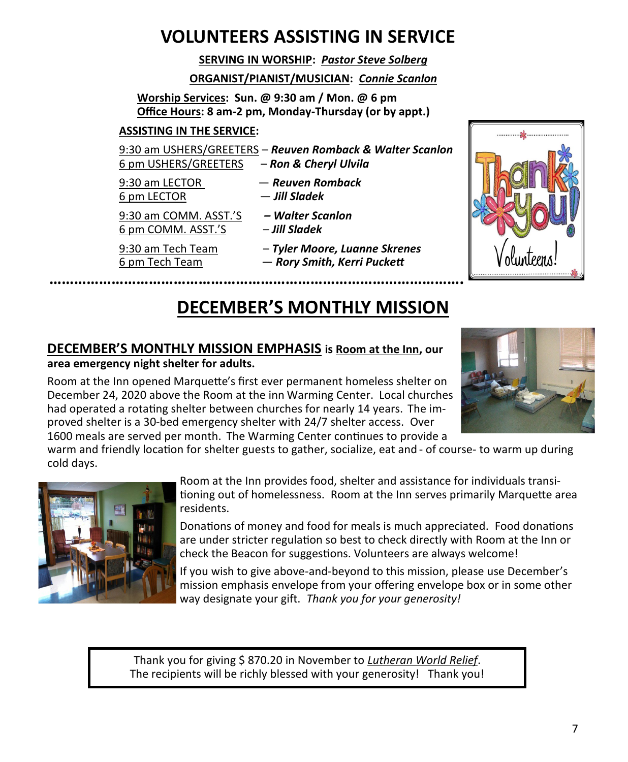# VOLUNTEERS ASSISTING IN SERVICE

**SERVING IN WORSHIP:** ***Pastor Steve Solberg***

**ORGANIST/PIANIST/MUSICIAN:** ***Connie Scanlon***

**Worship Services: Sun. @ 9:30 am / Mon. @ 6 pm**
**Office Hours: 8 am-2 pm, Monday-Thursday (or by appt.)**

**ASSISTING IN THE SERVICE:**

9:30 am USHERS/GREETERS – ***Reuven Romback & Walter Scanlon***
6 pm USHERS/GREETERS – ***Ron & Cheryl Ulvila***

9:30 am LECTOR — ***Reuven Romback***
6 pm LECTOR — ***Jill Sladek***

9:30 am COMM. ASST.'S – ***Walter Scanlon***
6 pm COMM. ASST.'S – ***Jill Sladek***

9:30 am Tech Team – ***Tyler Moore, Luanne Skrenes***
6 pm Tech Team — ***Rory Smith, Kerri Puckett***

# DECEMBER'S MONTHLY MISSION

## DECEMBER'S MONTHLY MISSION EMPHASIS is Room at the Inn, our area emergency night shelter for adults.

Room at the Inn opened Marquette's first ever permanent homeless shelter on December 24, 2020 above the Room at the inn Warming Center. Local churches had operated a rotating shelter between churches for nearly 14 years. The improved shelter is a 30-bed emergency shelter with 24/7 shelter access. Over 1600 meals are served per month. The Warming Center continues to provide a warm and friendly location for shelter guests to gather, socialize, eat and - of course- to warm up during cold days.

Room at the Inn provides food, shelter and assistance for individuals transitioning out of homelessness. Room at the Inn serves primarily Marquette area residents.

Donations of money and food for meals is much appreciated. Food donations are under stricter regulation so best to check directly with Room at the Inn or check the Beacon for suggestions. Volunteers are always welcome!

If you wish to give above-and-beyond to this mission, please use December's mission emphasis envelope from your offering envelope box or in some other way designate your gift. *Thank you for your generosity!*

Thank you for giving $ 870.20 in November to *Lutheran World Relief*.
The recipients will be richly blessed with your generosity! Thank you!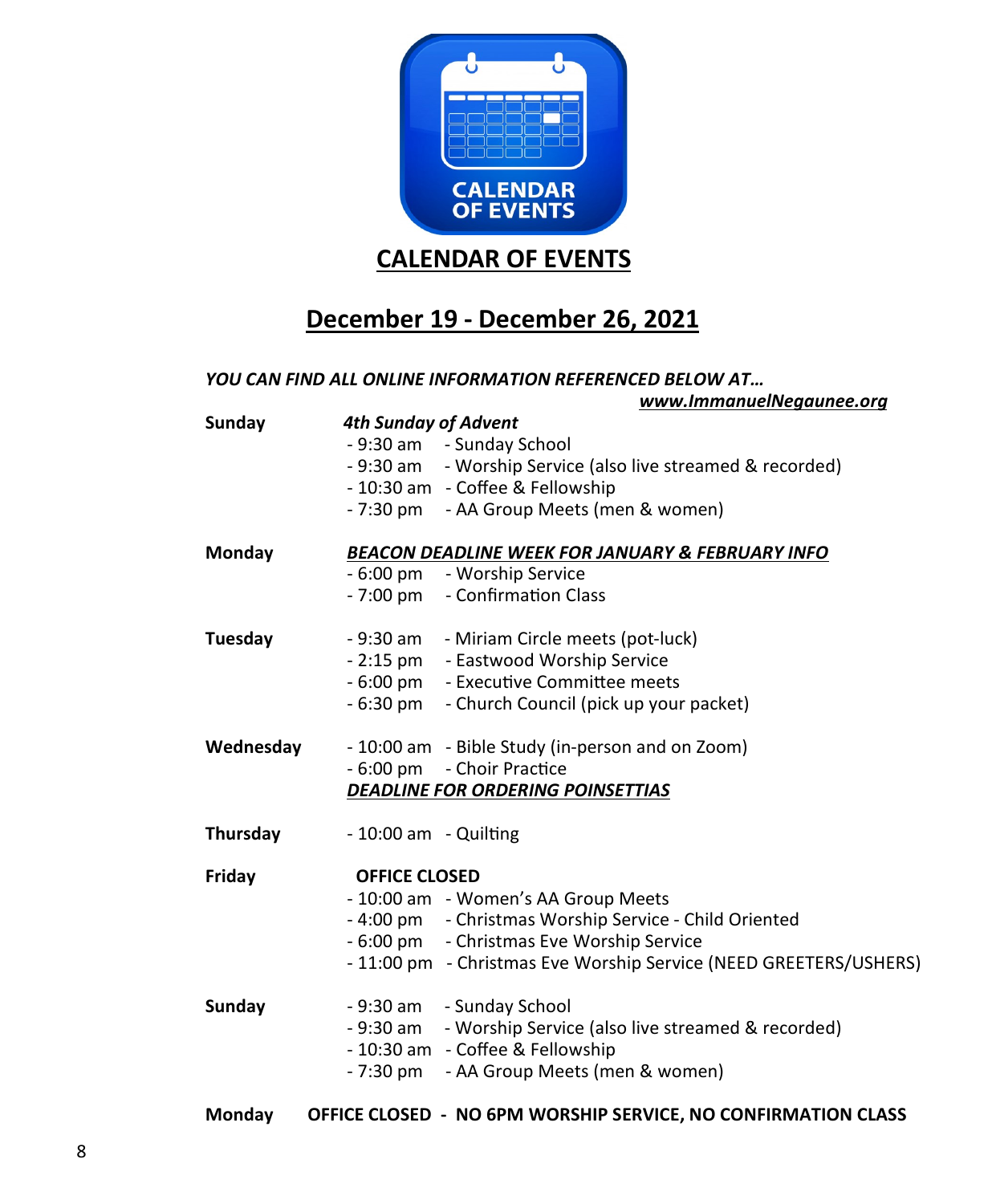# CALENDAR OF EVENTS

## December 19 - December 26, 2021

***YOU CAN FIND ALL ONLINE INFORMATION REFERENCED BELOW AT…***
***www.ImmanuelNegaunee.org***

**Sunday** — ***4th Sunday of Advent***
- 9:30 am - Sunday School
- 9:30 am - Worship Service (also live streamed & recorded)
- 10:30 am - Coffee & Fellowship
- 7:30 pm - AA Group Meets (men & women)

**Monday** — ***BEACON DEADLINE WEEK FOR JANUARY & FEBRUARY INFO***
- 6:00 pm - Worship Service
- 7:00 pm - Confirmation Class

**Tuesday**
- 9:30 am - Miriam Circle meets (pot-luck)
- 2:15 pm - Eastwood Worship Service
- 6:00 pm - Executive Committee meets
- 6:30 pm - Church Council (pick up your packet)

**Wednesday**
- 10:00 am - Bible Study (in-person and on Zoom)
- 6:00 pm - Choir Practice

***DEADLINE FOR ORDERING POINSETTIAS***

**Thursday**
- 10:00 am - Quilting

**Friday** — **OFFICE CLOSED**
- 10:00 am - Women's AA Group Meets
- 4:00 pm - Christmas Worship Service - Child Oriented
- 6:00 pm - Christmas Eve Worship Service
- 11:00 pm - Christmas Eve Worship Service (NEED GREETERS/USHERS)

**Sunday**
- 9:30 am - Sunday School
- 9:30 am - Worship Service (also live streamed & recorded)
- 10:30 am - Coffee & Fellowship
- 7:30 pm - AA Group Meets (men & women)

**Monday** — **OFFICE CLOSED - NO 6PM WORSHIP SERVICE, NO CONFIRMATION CLASS**